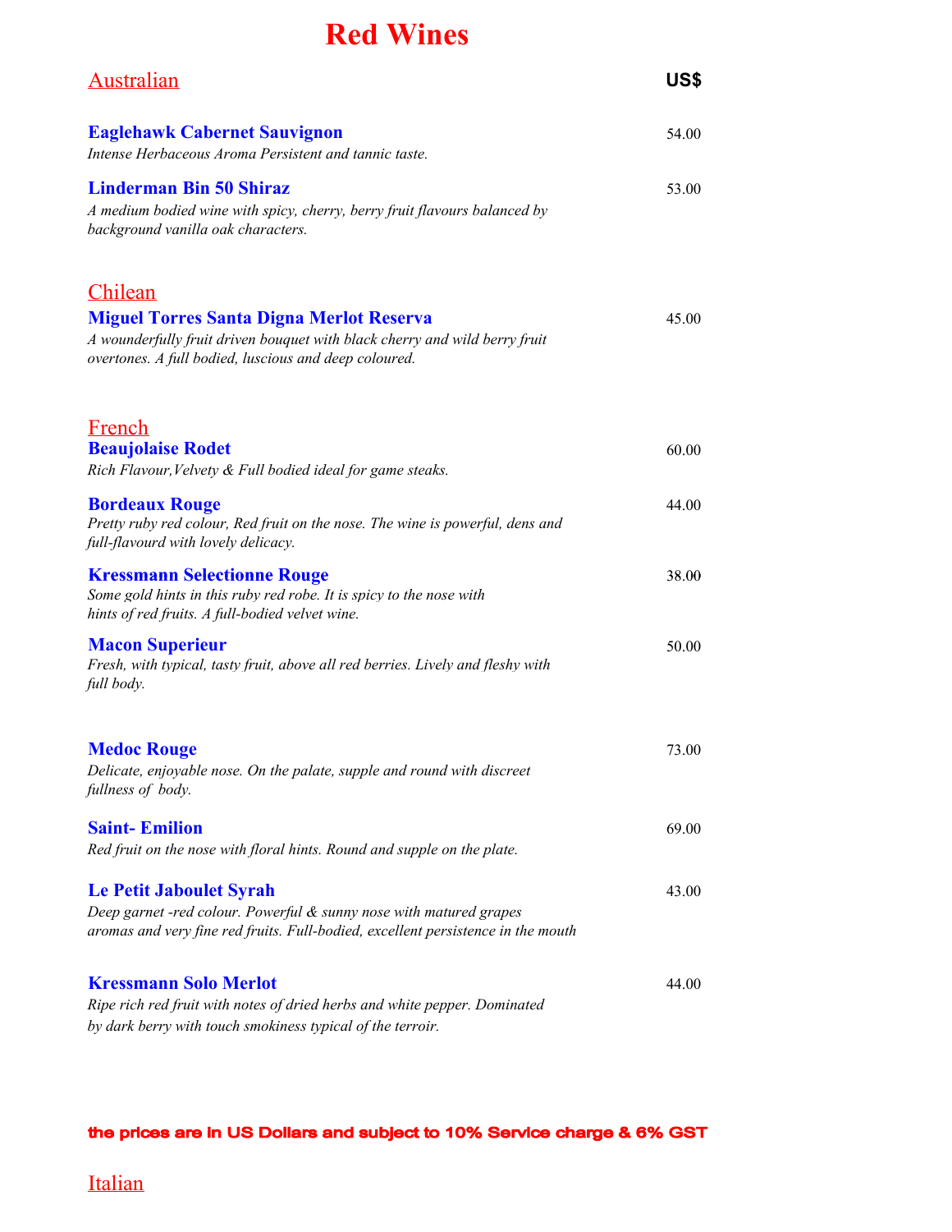# Red Wines

## Australian

US$

**Eaglehawk Cabernet Sauvignon** 54.00
*Intense Herbaceous Aroma Persistent and tannic taste.*

**Linderman Bin 50 Shiraz** 53.00
*A medium bodied wine with spicy, cherry, berry fruit flavours balanced by background vanilla oak characters.*

## Chilean

**Miguel Torres Santa Digna Merlot Reserva** 45.00
*A wounderfully fruit driven bouquet with black cherry and wild berry fruit overtones. A full bodied, luscious and deep coloured.*

## French

**Beaujolaise Rodet** 60.00
*Rich Flavour,Velvety & Full bodied ideal for game steaks.*

**Bordeaux Rouge** 44.00
*Pretty ruby red colour, Red fruit on the nose. The wine is powerful, dens and full-flavourd with lovely delicacy.*

**Kressmann Selectionne Rouge** 38.00
*Some gold hints in this ruby red robe. It is spicy to the nose with hints of red fruits. A full-bodied velvet wine.*

**Macon Superieur** 50.00
*Fresh, with typical, tasty fruit, above all red berries. Lively and fleshy with full body.*

**Medoc Rouge** 73.00
*Delicate, enjoyable nose. On the palate, supple and round with discreet fullness of body.*

**Saint- Emilion** 69.00
*Red fruit on the nose with floral hints. Round and supple on the plate.*

**Le Petit Jaboulet Syrah** 43.00
*Deep garnet -red colour. Powerful & sunny nose with matured grapes aromas and very fine red fruits. Full-bodied, excellent persistence in the mouth*

**Kressmann Solo Merlot** 44.00
*Ripe rich red fruit with notes of dried herbs and white pepper. Dominated by dark berry with touch smokiness typical of the terroir.*

**the prices are in US Dollars and subject to 10% Service charge & 6% GST**

## Italian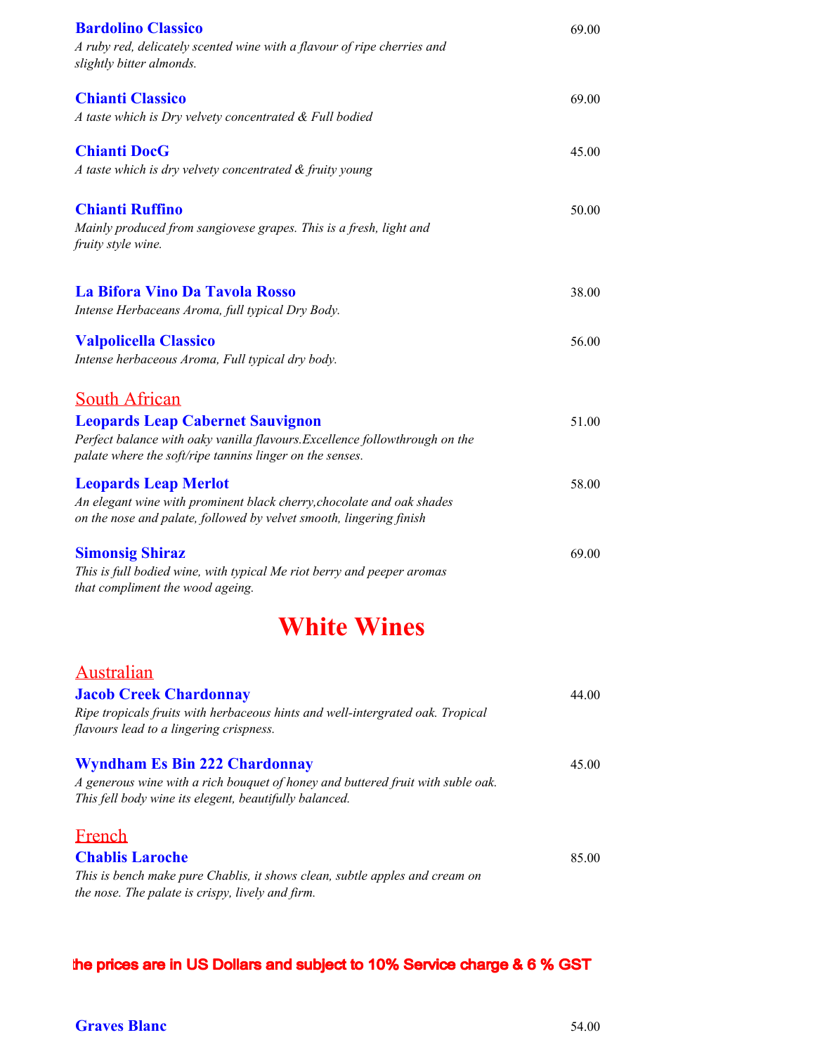**Bardolino Classico** 69.00
*A ruby red, delicately scented wine with a flavour of ripe cherries and slightly bitter almonds.*

**Chianti Classico** 69.00
*A taste which is Dry velvety concentrated & Full bodied*

**Chianti DocG** 45.00
*A taste which is dry velvety concentrated & fruity young*

**Chianti Ruffino** 50.00
*Mainly produced from sangiovese grapes. This is a fresh, light and fruity style wine.*

**La Bifora Vino Da Tavola Rosso** 38.00
*Intense Herbaceans Aroma, full typical Dry Body.*

**Valpolicella Classico** 56.00
*Intense herbaceous Aroma, Full typical dry body.*

### South African

**Leopards Leap Cabernet Sauvignon** 51.00
*Perfect balance with oaky vanilla flavours.Excellence followthrough on the palate where the soft/ripe tannins linger on the senses.*

**Leopards Leap Merlot** 58.00
*An elegant wine with prominent black cherry,chocolate and oak shades on the nose and palate, followed by velvet smooth, lingering finish*

**Simonsig Shiraz** 69.00
*This is full bodied wine, with typical Me riot berry and peeper aromas that compliment the wood ageing.*

# White Wines

### Australian

**Jacob Creek Chardonnay** 44.00
*Ripe tropicals fruits with herbaceous hints and well-intergrated oak. Tropical flavours lead to a lingering crispness.*

**Wyndham Es Bin 222 Chardonnay** 45.00
*A generous wine with a rich bouquet of honey and buttered fruit with suble oak. This fell body wine its elegent, beautifully balanced.*

### French

**Chablis Laroche** 85.00
*This is bench make pure Chablis, it shows clean, subtle apples and cream on the nose. The palate is crispy, lively and firm.*

**the prices are in US Dollars and subject to 10% Service charge & 6 % GST**

**Graves Blanc** 54.00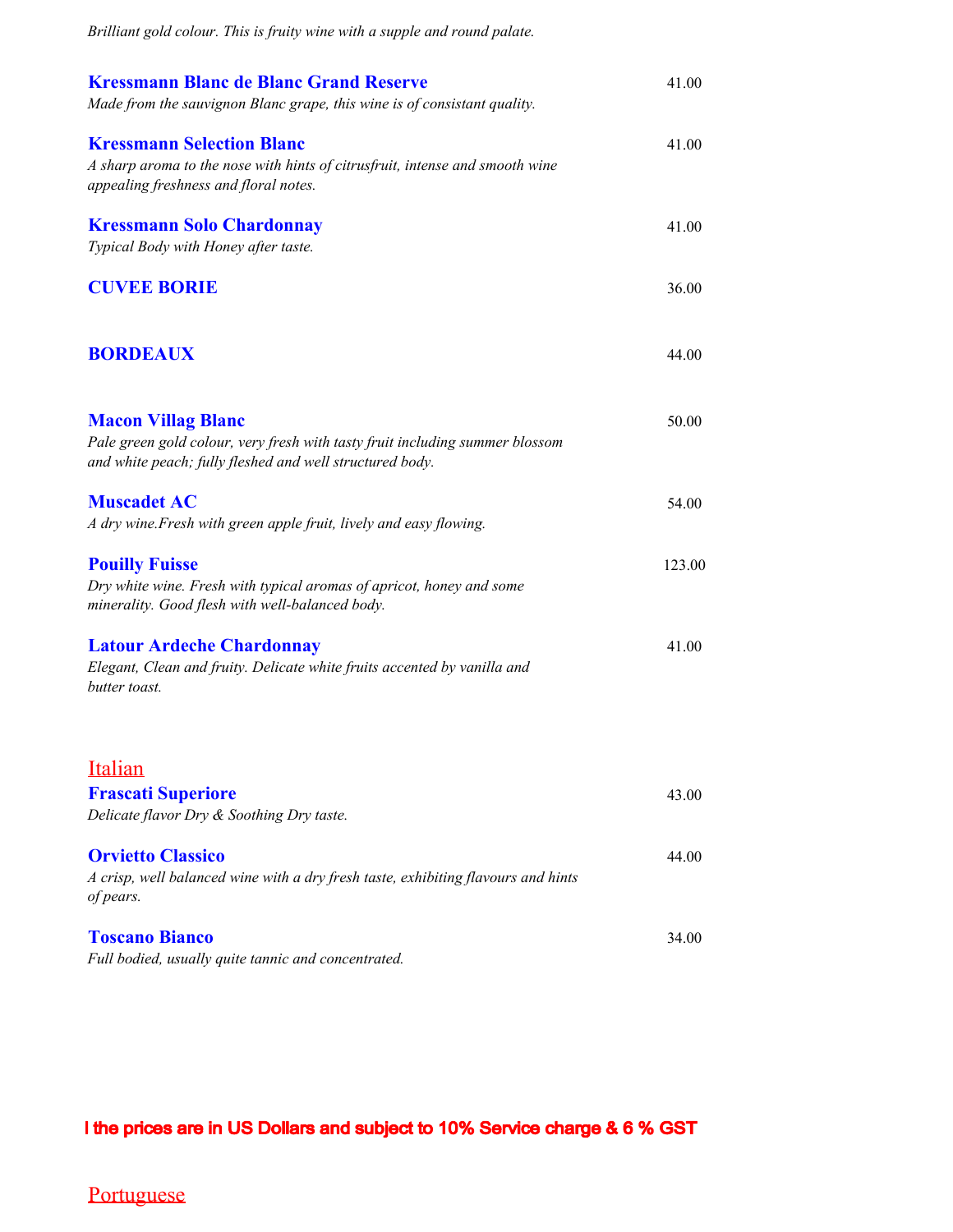*Brilliant gold colour. This is fruity wine with a supple and round palate.*

**Kressmann Blanc de Blanc Grand Reserve** 41.00
*Made from the sauvignon Blanc grape, this wine is of consistant quality.*

**Kressmann Selection Blanc** 41.00
*A sharp aroma to the nose with hints of citrusfruit, intense and smooth wine appealing freshness and floral notes.*

**Kressmann Solo Chardonnay** 41.00
*Typical Body with Honey after taste.*

**CUVEE BORIE** 36.00

**BORDEAUX** 44.00

**Macon Villag Blanc** 50.00
*Pale green gold colour, very fresh with tasty fruit including summer blossom and white peach; fully fleshed and well structured body.*

**Muscadet AC** 54.00
*A dry wine.Fresh with green apple fruit, lively and easy flowing.*

**Pouilly Fuisse** 123.00
*Dry white wine. Fresh with typical aromas of apricot, honey and some minerality. Good flesh with well-balanced body.*

**Latour Ardeche Chardonnay** 41.00
*Elegant, Clean and fruity. Delicate white fruits accented by vanilla and butter toast.*

## Italian

**Frascati Superiore** 43.00
*Delicate flavor Dry & Soothing Dry taste.*

**Orvietto Classico** 44.00
*A crisp, well balanced wine with a dry fresh taste, exhibiting flavours and hints of pears.*

**Toscano Bianco** 34.00
*Full bodied, usually quite tannic and concentrated.*

**l the prices are in US Dollars and subject to 10% Service charge & 6 % GST**

## Portuguese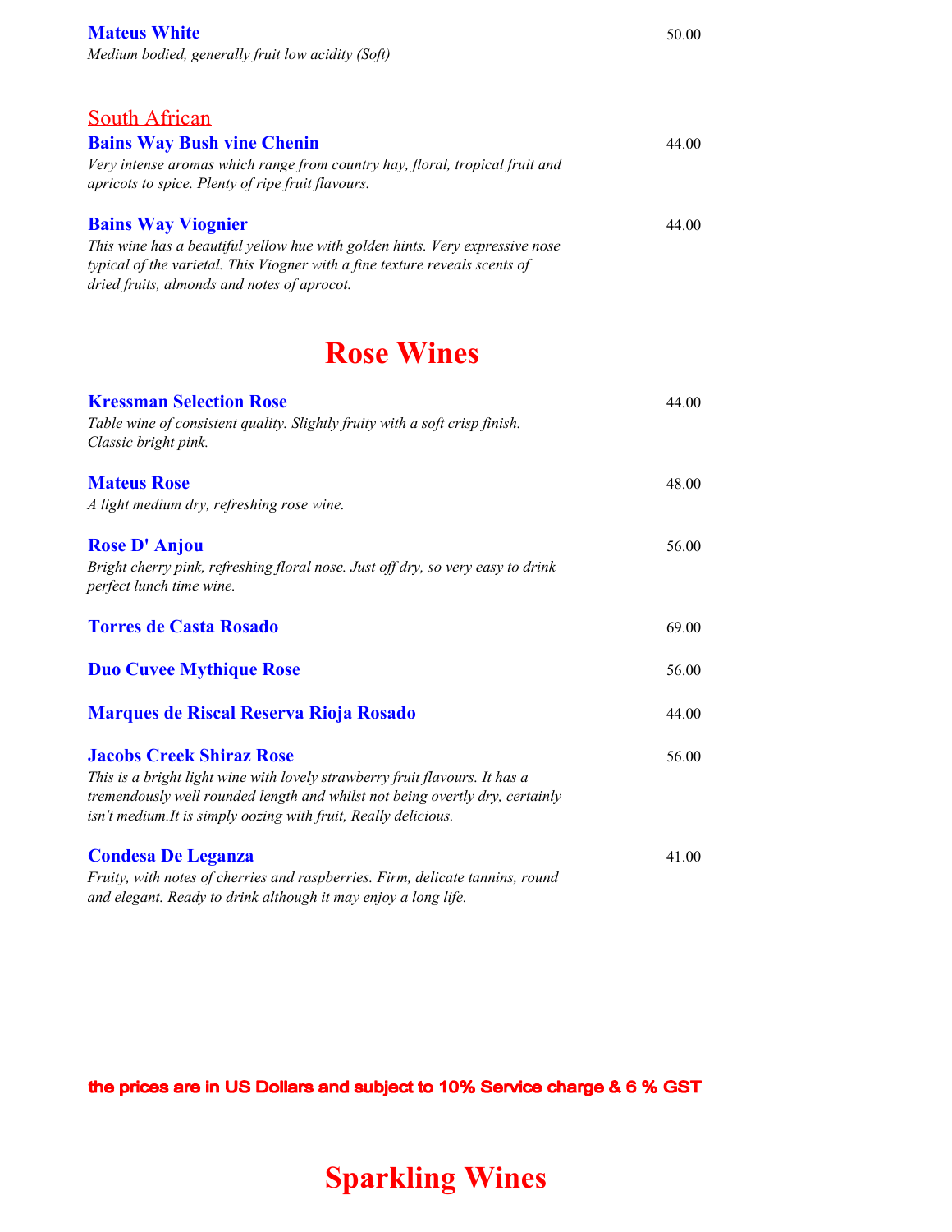**Mateus White** 50.00

*Medium bodied, generally fruit low acidity (Soft)*

### South African

**Bains Way Bush vine Chenin** 44.00

*Very intense aromas which range from country hay, floral, tropical fruit and apricots to spice. Plenty of ripe fruit flavours.*

**Bains Way Viognier** 44.00

*This wine has a beautiful yellow hue with golden hints. Very expressive nose typical of the varietal. This Viogner with a fine texture reveals scents of dried fruits, almonds and notes of aprocot.*

## Rose Wines

**Kressman Selection Rose** 44.00

*Table wine of consistent quality. Slightly fruity with a soft crisp finish. Classic bright pink.*

**Mateus Rose** 48.00

*A light medium dry, refreshing rose wine.*

**Rose D' Anjou** 56.00

*Bright cherry pink, refreshing floral nose. Just off dry, so very easy to drink perfect lunch time wine.*

**Torres de Casta Rosado** 69.00

**Duo Cuvee Mythique Rose** 56.00

**Marques de Riscal Reserva Rioja Rosado** 44.00

**Jacobs Creek Shiraz Rose** 56.00

*This is a bright light wine with lovely strawberry fruit flavours. It has a tremendously well rounded length and whilst not being overtly dry, certainly isn't medium.It is simply oozing with fruit, Really delicious.*

**Condesa De Leganza** 41.00

*Fruity, with notes of cherries and raspberries. Firm, delicate tannins, round and elegant. Ready to drink although it may enjoy a long life.*

**the prices are in US Dollars and subject to 10% Service charge & 6 % GST**

## Sparkling Wines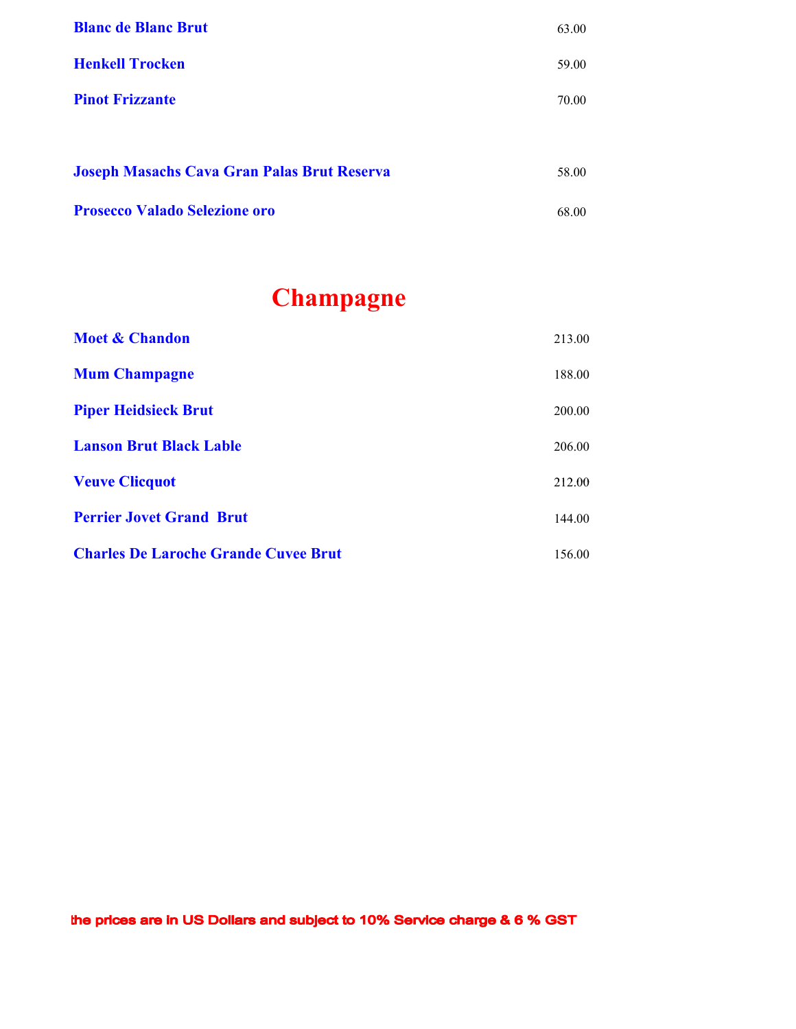| | |
|---|---|
| **Blanc de Blanc Brut** | 63.00 |
| **Henkell Trocken** | 59.00 |
| **Pinot Frizzante** | 70.00 |
| | |
| **Joseph Masachs Cava Gran Palas Brut Reserva** | 58.00 |
| **Prosecco Valado Selezione oro** | 68.00 |

## Champagne

| | |
|---|---|
| **Moet & Chandon** | 213.00 |
| **Mum Champagne** | 188.00 |
| **Piper Heidsieck Brut** | 200.00 |
| **Lanson Brut Black Lable** | 206.00 |
| **Veuve Clicquot** | 212.00 |
| **Perrier Jovet Grand Brut** | 144.00 |
| **Charles De Laroche Grande Cuvee Brut** | 156.00 |

**the prices are in US Dollars and subject to 10% Service charge & 6 % GST**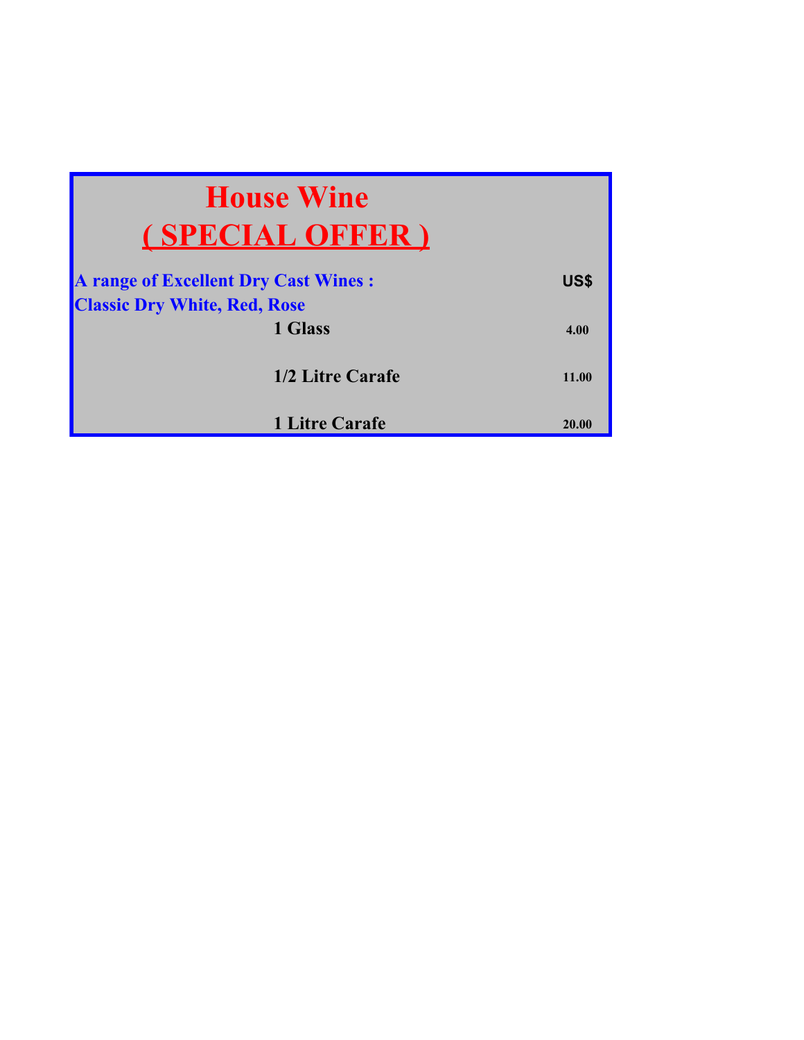# House Wine

## ( SPECIAL OFFER )

**A range of Excellent Dry Cast Wines :**
**Classic Dry White, Red, Rose**

| | US$ |
|---|---|
| **1 Glass** | **4.00** |
| **1/2 Litre Carafe** | **11.00** |
| **1 Litre Carafe** | **20.00** |